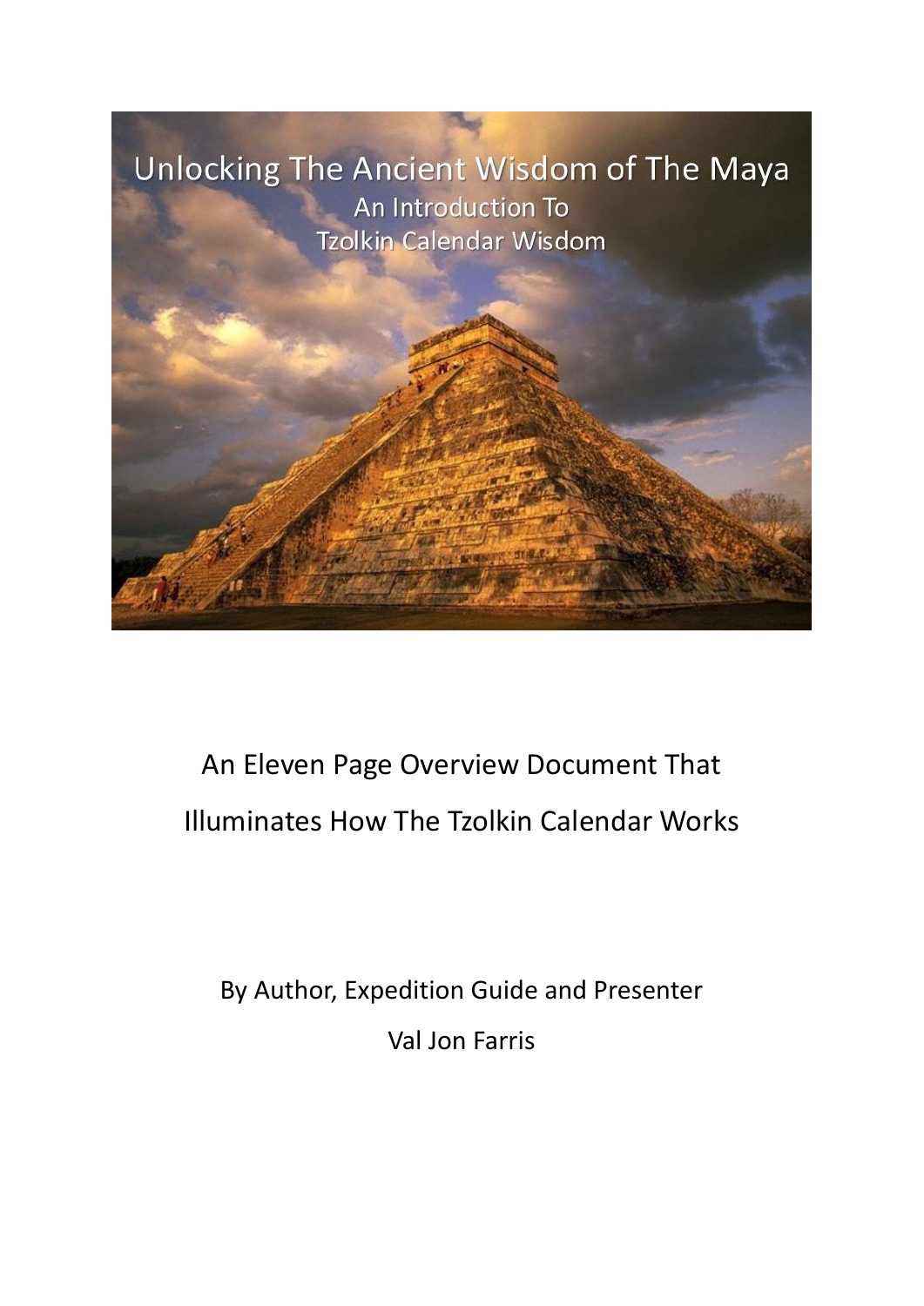# Unlocking The Ancient Wisdom of The Maya

## An Introduction To Tzolkin Calendar Wisdom

An Eleven Page Overview Document That Illuminates How The Tzolkin Calendar Works

By Author, Expedition Guide and Presenter

Val Jon Farris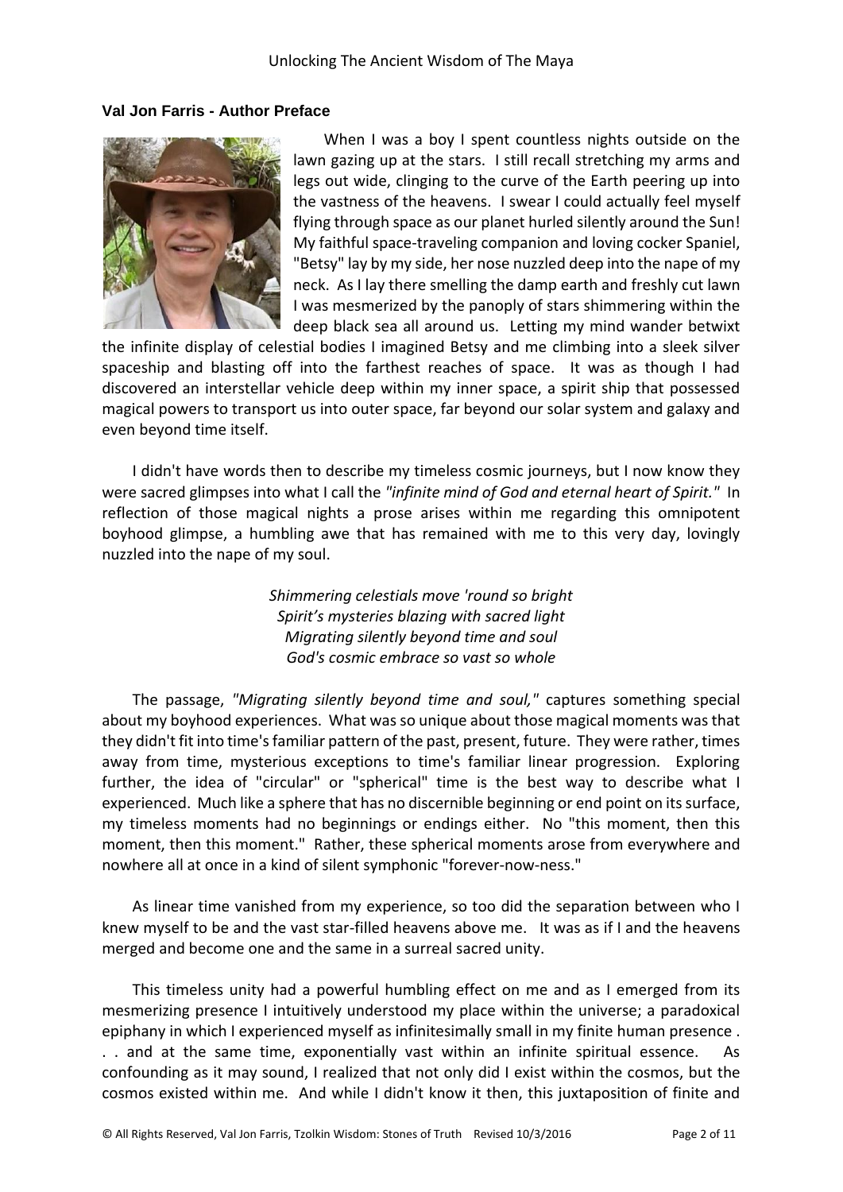### Val Jon Farris - Author Preface

When I was a boy I spent countless nights outside on the lawn gazing up at the stars. I still recall stretching my arms and legs out wide, clinging to the curve of the Earth peering up into the vastness of the heavens. I swear I could actually feel myself flying through space as our planet hurled silently around the Sun! My faithful space-traveling companion and loving cocker Spaniel, "Betsy" lay by my side, her nose nuzzled deep into the nape of my neck. As I lay there smelling the damp earth and freshly cut lawn I was mesmerized by the panoply of stars shimmering within the deep black sea all around us. Letting my mind wander betwixt the infinite display of celestial bodies I imagined Betsy and me climbing into a sleek silver spaceship and blasting off into the farthest reaches of space. It was as though I had discovered an interstellar vehicle deep within my inner space, a spirit ship that possessed magical powers to transport us into outer space, far beyond our solar system and galaxy and even beyond time itself.

I didn't have words then to describe my timeless cosmic journeys, but I now know they were sacred glimpses into what I call the *"infinite mind of God and eternal heart of Spirit."* In reflection of those magical nights a prose arises within me regarding this omnipotent boyhood glimpse, a humbling awe that has remained with me to this very day, lovingly nuzzled into the nape of my soul.

*Shimmering celestials move 'round so bright*
*Spirit's mysteries blazing with sacred light*
*Migrating silently beyond time and soul*
*God's cosmic embrace so vast so whole*

The passage, *"Migrating silently beyond time and soul,"* captures something special about my boyhood experiences. What was so unique about those magical moments was that they didn't fit into time's familiar pattern of the past, present, future. They were rather, times away from time, mysterious exceptions to time's familiar linear progression. Exploring further, the idea of "circular" or "spherical" time is the best way to describe what I experienced. Much like a sphere that has no discernible beginning or end point on its surface, my timeless moments had no beginnings or endings either. No "this moment, then this moment, then this moment." Rather, these spherical moments arose from everywhere and nowhere all at once in a kind of silent symphonic "forever-now-ness."

As linear time vanished from my experience, so too did the separation between who I knew myself to be and the vast star-filled heavens above me. It was as if I and the heavens merged and become one and the same in a surreal sacred unity.

This timeless unity had a powerful humbling effect on me and as I emerged from its mesmerizing presence I intuitively understood my place within the universe; a paradoxical epiphany in which I experienced myself as infinitesimally small in my finite human presence . . . and at the same time, exponentially vast within an infinite spiritual essence. As confounding as it may sound, I realized that not only did I exist within the cosmos, but the cosmos existed within me. And while I didn't know it then, this juxtaposition of finite and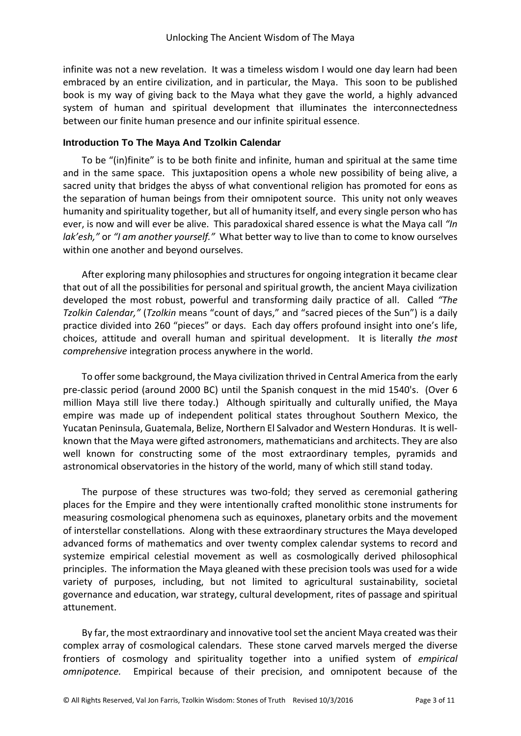infinite was not a new revelation. It was a timeless wisdom I would one day learn had been embraced by an entire civilization, and in particular, the Maya. This soon to be published book is my way of giving back to the Maya what they gave the world, a highly advanced system of human and spiritual development that illuminates the interconnectedness between our finite human presence and our infinite spiritual essence.

### Introduction To The Maya And Tzolkin Calendar

To be "(in)finite" is to be both finite and infinite, human and spiritual at the same time and in the same space. This juxtaposition opens a whole new possibility of being alive, a sacred unity that bridges the abyss of what conventional religion has promoted for eons as the separation of human beings from their omnipotent source. This unity not only weaves humanity and spirituality together, but all of humanity itself, and every single person who has ever, is now and will ever be alive. This paradoxical shared essence is what the Maya call *"In lak'esh,"* or *"I am another yourself."* What better way to live than to come to know ourselves within one another and beyond ourselves.

After exploring many philosophies and structures for ongoing integration it became clear that out of all the possibilities for personal and spiritual growth, the ancient Maya civilization developed the most robust, powerful and transforming daily practice of all. Called *"The Tzolkin Calendar,"* (*Tzolkin* means "count of days," and "sacred pieces of the Sun") is a daily practice divided into 260 "pieces" or days. Each day offers profound insight into one's life, choices, attitude and overall human and spiritual development. It is literally *the most comprehensive* integration process anywhere in the world.

To offer some background, the Maya civilization thrived in Central America from the early pre-classic period (around 2000 BC) until the Spanish conquest in the mid 1540's. (Over 6 million Maya still live there today.) Although spiritually and culturally unified, the Maya empire was made up of independent political states throughout Southern Mexico, the Yucatan Peninsula, Guatemala, Belize, Northern El Salvador and Western Honduras. It is well-known that the Maya were gifted astronomers, mathematicians and architects. They are also well known for constructing some of the most extraordinary temples, pyramids and astronomical observatories in the history of the world, many of which still stand today.

The purpose of these structures was two-fold; they served as ceremonial gathering places for the Empire and they were intentionally crafted monolithic stone instruments for measuring cosmological phenomena such as equinoxes, planetary orbits and the movement of interstellar constellations. Along with these extraordinary structures the Maya developed advanced forms of mathematics and over twenty complex calendar systems to record and systemize empirical celestial movement as well as cosmologically derived philosophical principles. The information the Maya gleaned with these precision tools was used for a wide variety of purposes, including, but not limited to agricultural sustainability, societal governance and education, war strategy, cultural development, rites of passage and spiritual attunement.

By far, the most extraordinary and innovative tool set the ancient Maya created was their complex array of cosmological calendars. These stone carved marvels merged the diverse frontiers of cosmology and spirituality together into a unified system of *empirical omnipotence.* Empirical because of their precision, and omnipotent because of the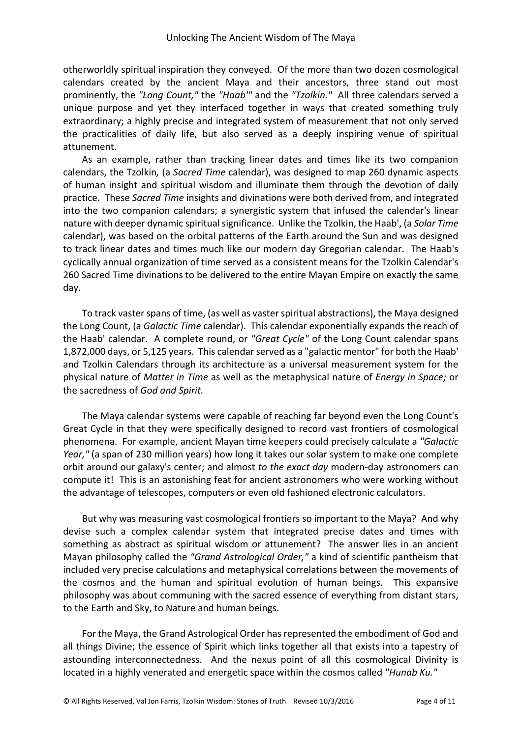otherworldly spiritual inspiration they conveyed. Of the more than two dozen cosmological calendars created by the ancient Maya and their ancestors, three stand out most prominently, the *"Long Count,"* the *"Haab'"* and the *"Tzolkin."* All three calendars served a unique purpose and yet they interfaced together in ways that created something truly extraordinary; a highly precise and integrated system of measurement that not only served the practicalities of daily life, but also served as a deeply inspiring venue of spiritual attunement.

As an example, rather than tracking linear dates and times like its two companion calendars, the Tzolkin*,* (a *Sacred Time* calendar), was designed to map 260 dynamic aspects of human insight and spiritual wisdom and illuminate them through the devotion of daily practice. These *Sacred Time* insights and divinations were both derived from, and integrated into the two companion calendars; a synergistic system that infused the calendar's linear nature with deeper dynamic spiritual significance. Unlike the Tzolkin, the Haab', (a *Solar Time* calendar), was based on the orbital patterns of the Earth around the Sun and was designed to track linear dates and times much like our modern day Gregorian calendar. The Haab's cyclically annual organization of time served as a consistent means for the Tzolkin Calendar's 260 Sacred Time divinations to be delivered to the entire Mayan Empire on exactly the same day.

To track vaster spans of time, (as well as vaster spiritual abstractions), the Maya designed the Long Count, (a *Galactic Time* calendar). This calendar exponentially expands the reach of the Haab' calendar. A complete round, or *"Great Cycle"* of the Long Count calendar spans 1,872,000 days, or 5,125 years. This calendar served as a "galactic mentor" for both the Haab' and Tzolkin Calendars through its architecture as a universal measurement system for the physical nature of *Matter in Time* as well as the metaphysical nature of *Energy in Space;* or the sacredness of *God and Spirit.*

The Maya calendar systems were capable of reaching far beyond even the Long Count's Great Cycle in that they were specifically designed to record vast frontiers of cosmological phenomena. For example, ancient Mayan time keepers could precisely calculate a *"Galactic Year,"* (a span of 230 million years) how long it takes our solar system to make one complete orbit around our galaxy's center; and almost *to the exact day* modern-day astronomers can compute it! This is an astonishing feat for ancient astronomers who were working without the advantage of telescopes, computers or even old fashioned electronic calculators.

But why was measuring vast cosmological frontiers so important to the Maya? And why devise such a complex calendar system that integrated precise dates and times with something as abstract as spiritual wisdom or attunement? The answer lies in an ancient Mayan philosophy called the *"Grand Astrological Order,"* a kind of scientific pantheism that included very precise calculations and metaphysical correlations between the movements of the cosmos and the human and spiritual evolution of human beings. This expansive philosophy was about communing with the sacred essence of everything from distant stars, to the Earth and Sky, to Nature and human beings.

For the Maya, the Grand Astrological Order has represented the embodiment of God and all things Divine; the essence of Spirit which links together all that exists into a tapestry of astounding interconnectedness. And the nexus point of all this cosmological Divinity is located in a highly venerated and energetic space within the cosmos called *"Hunab Ku."*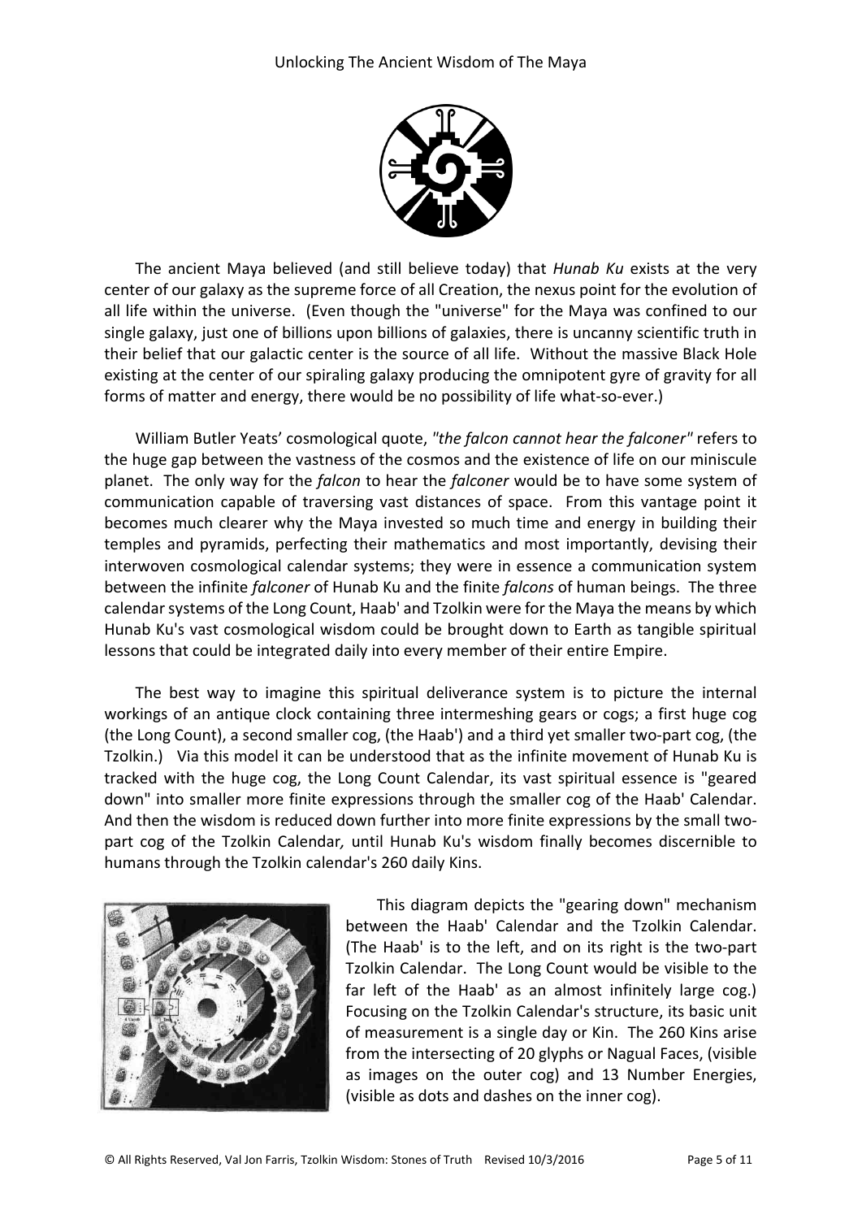The ancient Maya believed (and still believe today) that *Hunab Ku* exists at the very center of our galaxy as the supreme force of all Creation, the nexus point for the evolution of all life within the universe. (Even though the "universe" for the Maya was confined to our single galaxy, just one of billions upon billions of galaxies, there is uncanny scientific truth in their belief that our galactic center is the source of all life. Without the massive Black Hole existing at the center of our spiraling galaxy producing the omnipotent gyre of gravity for all forms of matter and energy, there would be no possibility of life what-so-ever.)

William Butler Yeats' cosmological quote, *"the falcon cannot hear the falconer"* refers to the huge gap between the vastness of the cosmos and the existence of life on our miniscule planet. The only way for the *falcon* to hear the *falconer* would be to have some system of communication capable of traversing vast distances of space. From this vantage point it becomes much clearer why the Maya invested so much time and energy in building their temples and pyramids, perfecting their mathematics and most importantly, devising their interwoven cosmological calendar systems; they were in essence a communication system between the infinite *falconer* of Hunab Ku and the finite *falcons* of human beings. The three calendar systems of the Long Count, Haab' and Tzolkin were for the Maya the means by which Hunab Ku's vast cosmological wisdom could be brought down to Earth as tangible spiritual lessons that could be integrated daily into every member of their entire Empire.

The best way to imagine this spiritual deliverance system is to picture the internal workings of an antique clock containing three intermeshing gears or cogs; a first huge cog (the Long Count), a second smaller cog, (the Haab') and a third yet smaller two-part cog, (the Tzolkin.) Via this model it can be understood that as the infinite movement of Hunab Ku is tracked with the huge cog, the Long Count Calendar, its vast spiritual essence is "geared down" into smaller more finite expressions through the smaller cog of the Haab' Calendar. And then the wisdom is reduced down further into more finite expressions by the small two-part cog of the Tzolkin Calendar*,* until Hunab Ku's wisdom finally becomes discernible to humans through the Tzolkin calendar's 260 daily Kins.

This diagram depicts the "gearing down" mechanism between the Haab' Calendar and the Tzolkin Calendar. (The Haab' is to the left, and on its right is the two-part Tzolkin Calendar. The Long Count would be visible to the far left of the Haab' as an almost infinitely large cog.) Focusing on the Tzolkin Calendar's structure, its basic unit of measurement is a single day or Kin. The 260 Kins arise from the intersecting of 20 glyphs or Nagual Faces, (visible as images on the outer cog) and 13 Number Energies, (visible as dots and dashes on the inner cog).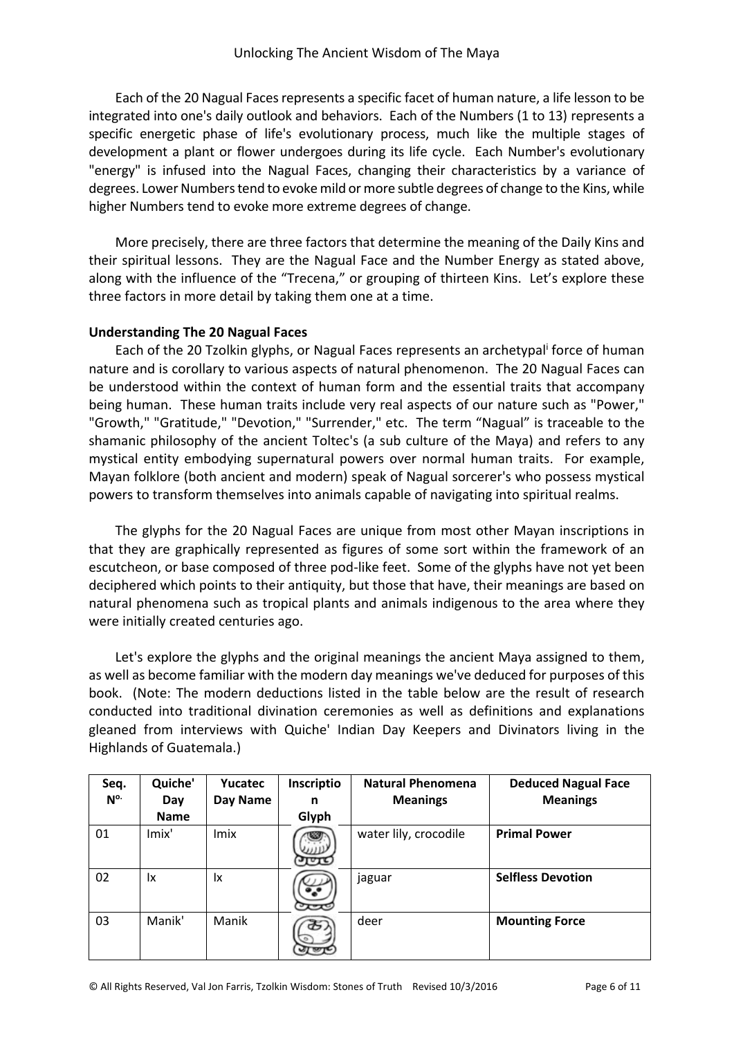Each of the 20 Nagual Faces represents a specific facet of human nature, a life lesson to be integrated into one's daily outlook and behaviors. Each of the Numbers (1 to 13) represents a specific energetic phase of life's evolutionary process, much like the multiple stages of development a plant or flower undergoes during its life cycle. Each Number's evolutionary "energy" is infused into the Nagual Faces, changing their characteristics by a variance of degrees. Lower Numbers tend to evoke mild or more subtle degrees of change to the Kins, while higher Numbers tend to evoke more extreme degrees of change.

More precisely, there are three factors that determine the meaning of the Daily Kins and their spiritual lessons. They are the Nagual Face and the Number Energy as stated above, along with the influence of the "Trecena," or grouping of thirteen Kins. Let's explore these three factors in more detail by taking them one at a time.

**Understanding The 20 Nagual Faces**

Each of the 20 Tzolkin glyphs, or Nagual Faces represents an archetypal[i] force of human nature and is corollary to various aspects of natural phenomenon. The 20 Nagual Faces can be understood within the context of human form and the essential traits that accompany being human. These human traits include very real aspects of our nature such as "Power," "Growth," "Gratitude," "Devotion," "Surrender," etc. The term "Nagual" is traceable to the shamanic philosophy of the ancient Toltec's (a sub culture of the Maya) and refers to any mystical entity embodying supernatural powers over normal human traits. For example, Mayan folklore (both ancient and modern) speak of Nagual sorcerer's who possess mystical powers to transform themselves into animals capable of navigating into spiritual realms.

The glyphs for the 20 Nagual Faces are unique from most other Mayan inscriptions in that they are graphically represented as figures of some sort within the framework of an escutcheon, or base composed of three pod-like feet. Some of the glyphs have not yet been deciphered which points to their antiquity, but those that have, their meanings are based on natural phenomena such as tropical plants and animals indigenous to the area where they were initially created centuries ago.

Let's explore the glyphs and the original meanings the ancient Maya assigned to them, as well as become familiar with the modern day meanings we've deduced for purposes of this book. (Note: The modern deductions listed in the table below are the result of research conducted into traditional divination ceremonies as well as definitions and explanations gleaned from interviews with Quiche' Indian Day Keepers and Divinators living in the Highlands of Guatemala.)

| Seq. Nº. | Quiche' Day Name | Yucatec Day Name | Inscription Glyph | Natural Phenomena Meanings | Deduced Nagual Face Meanings |
|---|---|---|---|---|---|
| 01 | Imix' | Imix | | water lily, crocodile | **Primal Power** |
| 02 | Ix | Ix | | jaguar | **Selfless Devotion** |
| 03 | Manik' | Manik | | deer | **Mounting Force** |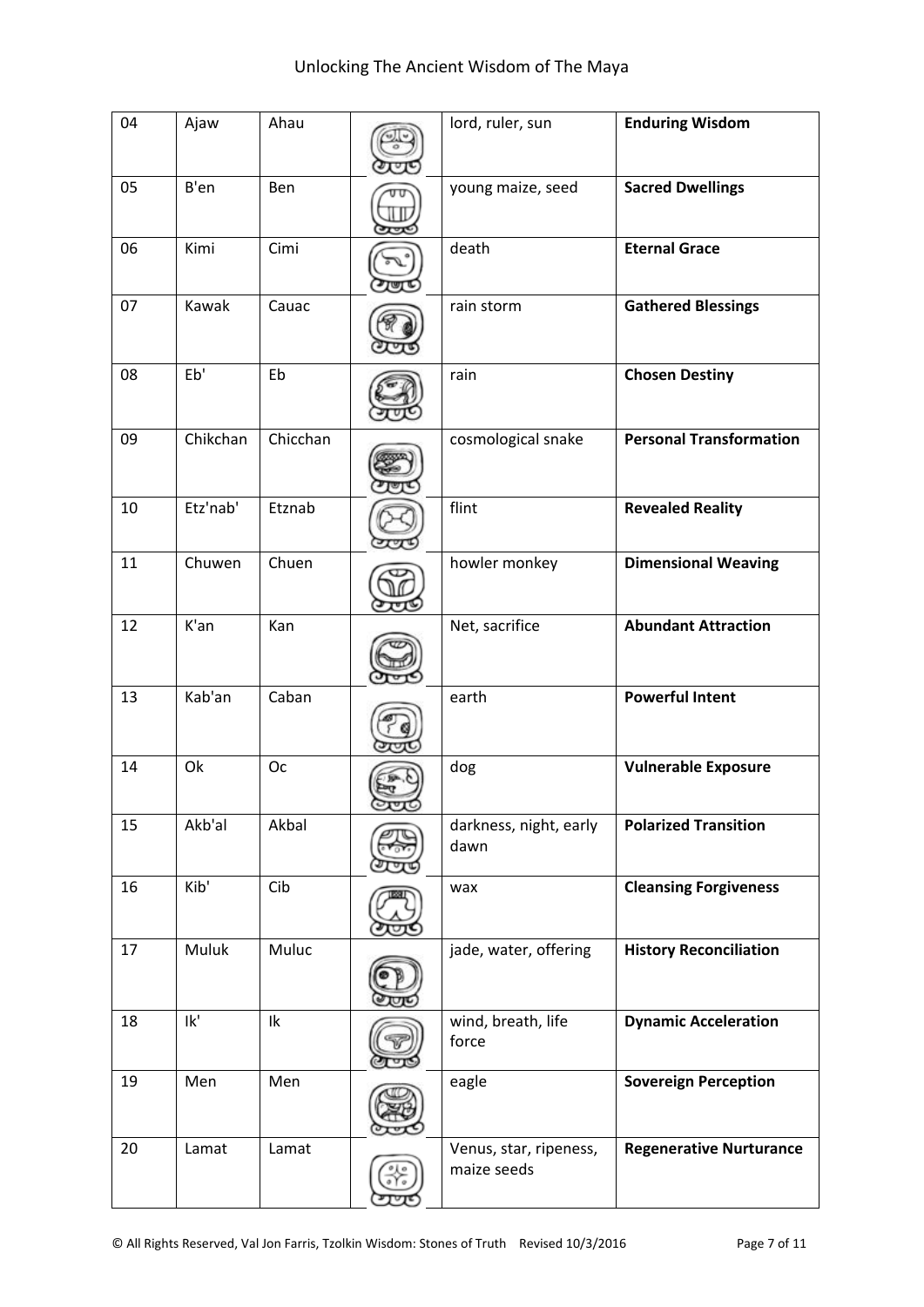| 04 | Ajaw | Ahau | | lord, ruler, sun | **Enduring Wisdom** |
|---|---|---|---|---|---|
| 05 | B'en | Ben | | young maize, seed | **Sacred Dwellings** |
| 06 | Kimi | Cimi | | death | **Eternal Grace** |
| 07 | Kawak | Cauac | | rain storm | **Gathered Blessings** |
| 08 | Eb' | Eb | | rain | **Chosen Destiny** |
| 09 | Chikchan | Chicchan | | cosmological snake | **Personal Transformation** |
| 10 | Etz'nab' | Etznab | | flint | **Revealed Reality** |
| 11 | Chuwen | Chuen | | howler monkey | **Dimensional Weaving** |
| 12 | K'an | Kan | | Net, sacrifice | **Abundant Attraction** |
| 13 | Kab'an | Caban | | earth | **Powerful Intent** |
| 14 | Ok | Oc | | dog | **Vulnerable Exposure** |
| 15 | Akb'al | Akbal | | darkness, night, early dawn | **Polarized Transition** |
| 16 | Kib' | Cib | | wax | **Cleansing Forgiveness** |
| 17 | Muluk | Muluc | | jade, water, offering | **History Reconciliation** |
| 18 | Ik' | Ik | | wind, breath, life force | **Dynamic Acceleration** |
| 19 | Men | Men | | eagle | **Sovereign Perception** |
| 20 | Lamat | Lamat | | Venus, star, ripeness, maize seeds | **Regenerative Nurturance** |

© All Rights Reserved, Val Jon Farris, Tzolkin Wisdom: Stones of Truth Revised 10/3/2016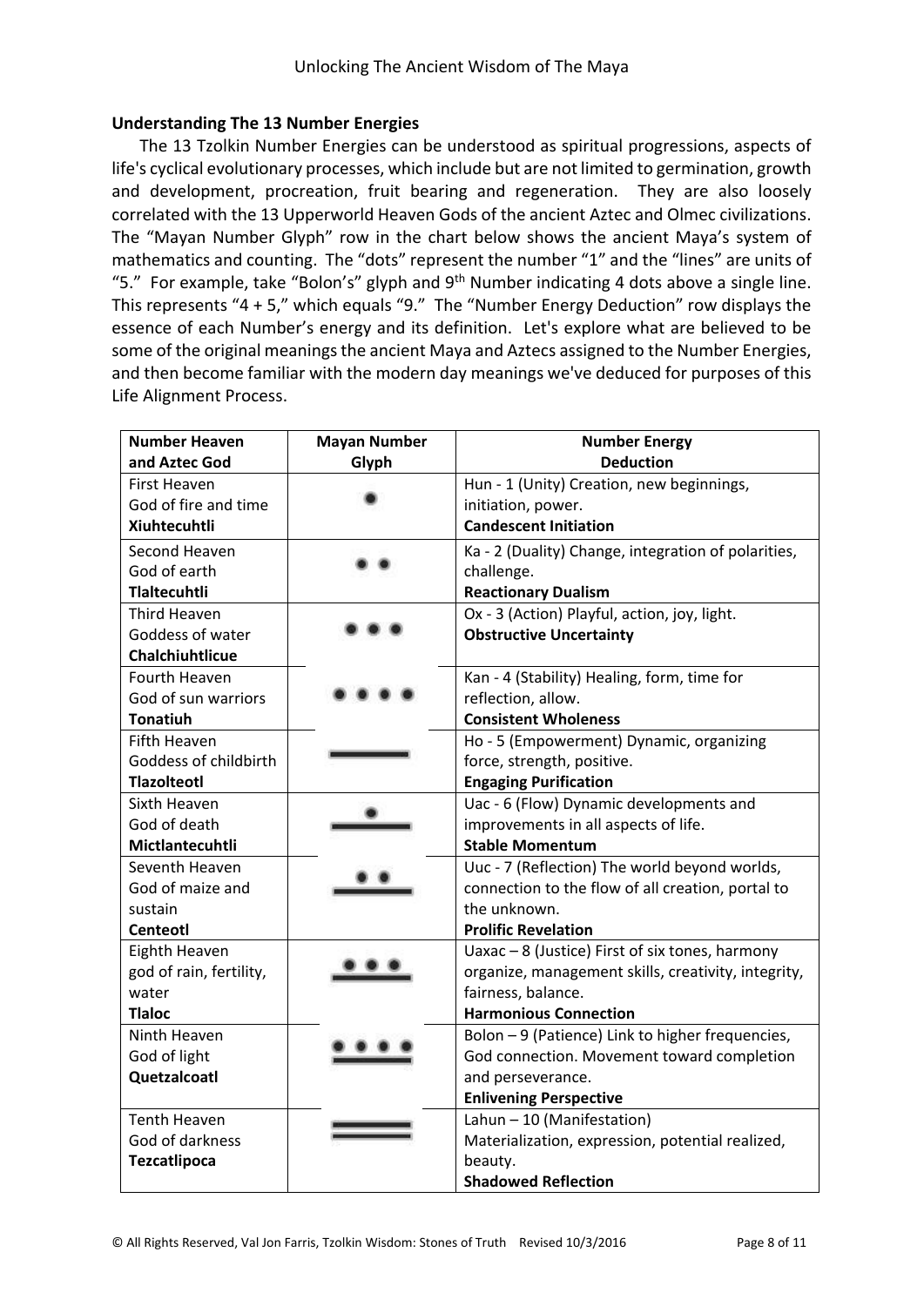### Understanding The 13 Number Energies

The 13 Tzolkin Number Energies can be understood as spiritual progressions, aspects of life's cyclical evolutionary processes, which include but are not limited to germination, growth and development, procreation, fruit bearing and regeneration. They are also loosely correlated with the 13 Upperworld Heaven Gods of the ancient Aztec and Olmec civilizations. The "Mayan Number Glyph" row in the chart below shows the ancient Maya's system of mathematics and counting. The "dots" represent the number "1" and the "lines" are units of "5." For example, take "Bolon's" glyph and 9th Number indicating 4 dots above a single line. This represents "4 + 5," which equals "9." The "Number Energy Deduction" row displays the essence of each Number's energy and its definition. Let's explore what are believed to be some of the original meanings the ancient Maya and Aztecs assigned to the Number Energies, and then become familiar with the modern day meanings we've deduced for purposes of this Life Alignment Process.

| Number Heaven and Aztec God | Mayan Number Glyph | Number Energy Deduction |
|---|---|---|
| First Heaven God of fire and time **Xiuhtecuhtli** | • | Hun - 1 (Unity) Creation, new beginnings, initiation, power. **Candescent Initiation** |
| Second Heaven God of earth **Tlaltecuhtli** | • • | Ka - 2 (Duality) Change, integration of polarities, challenge. **Reactionary Dualism** |
| Third Heaven Goddess of water **Chalchiuhtlicue** | • • • | Ox - 3 (Action) Playful, action, joy, light. **Obstructive Uncertainty** |
| Fourth Heaven God of sun warriors **Tonatiuh** | • • • • | Kan - 4 (Stability) Healing, form, time for reflection, allow. **Consistent Wholeness** |
| Fifth Heaven Goddess of childbirth **Tlazolteotl** | — | Ho - 5 (Empowerment) Dynamic, organizing force, strength, positive. **Engaging Purification** |
| Sixth Heaven God of death **Mictlantecuhtli** | • over — | Uac - 6 (Flow) Dynamic developments and improvements in all aspects of life. **Stable Momentum** |
| Seventh Heaven God of maize and sustain **Centeotl** | • • over — | Uuc - 7 (Reflection) The world beyond worlds, connection to the flow of all creation, portal to the unknown. **Prolific Revelation** |
| Eighth Heaven god of rain, fertility, water **Tlaloc** | • • • over — | Uaxac – 8 (Justice) First of six tones, harmony organize, management skills, creativity, integrity, fairness, balance. **Harmonious Connection** |
| Ninth Heaven God of light **Quetzalcoatl** | • • • • over — | Bolon – 9 (Patience) Link to higher frequencies, God connection. Movement toward completion and perseverance. **Enlivening Perspective** |
| Tenth Heaven God of darkness **Tezcatlipoca** | = | Lahun – 10 (Manifestation) Materialization, expression, potential realized, beauty. **Shadowed Reflection** |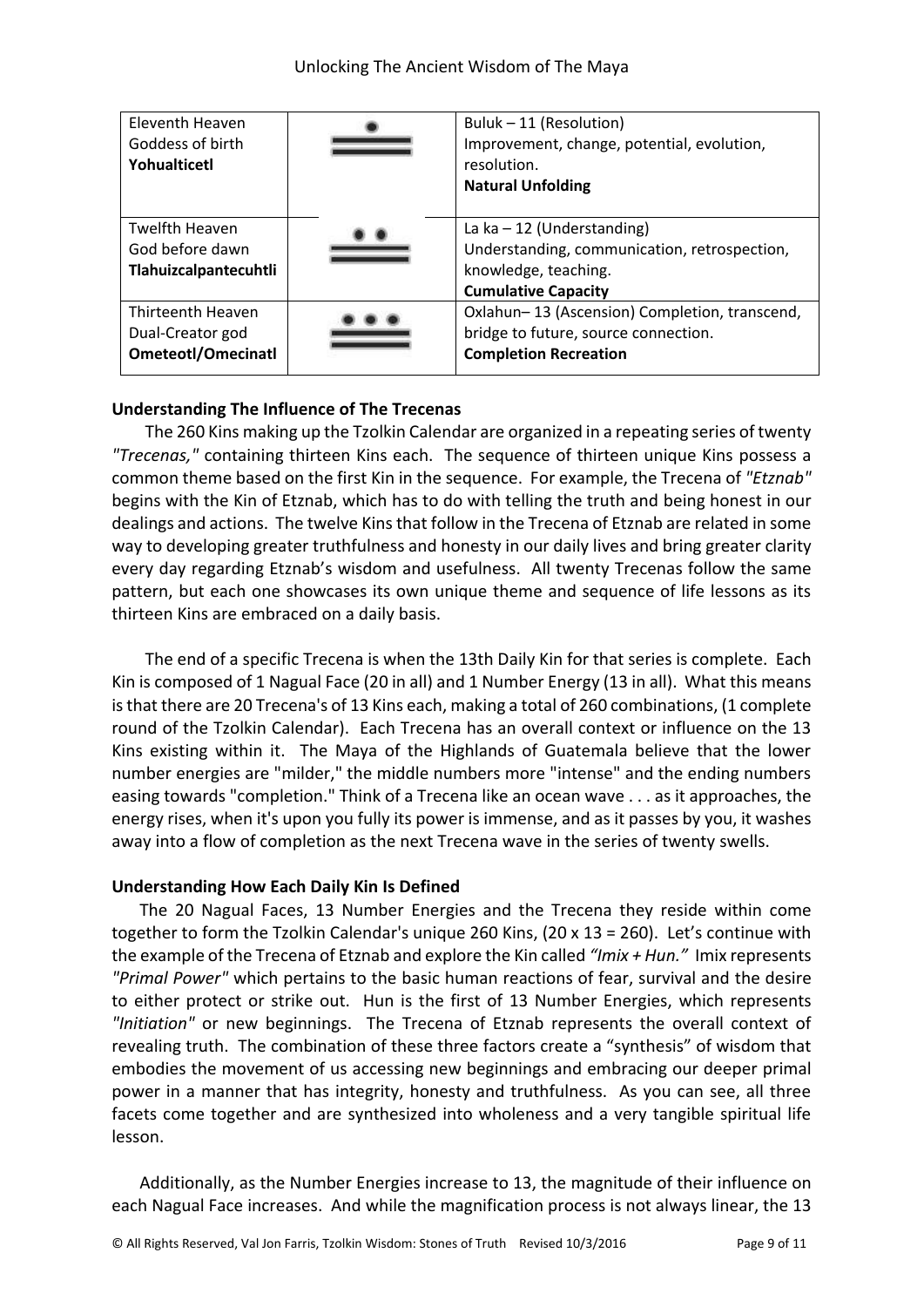| | | |
|---|---|---|
| Eleventh Heaven<br>Goddess of birth<br>**Yohualticetl** | | Buluk – 11 (Resolution)<br>Improvement, change, potential, evolution, resolution.<br>**Natural Unfolding** |
| Twelfth Heaven<br>God before dawn<br>**Tlahuizcalpantecuhtli** | | La ka – 12 (Understanding)<br>Understanding, communication, retrospection, knowledge, teaching.<br>**Cumulative Capacity** |
| Thirteenth Heaven<br>Dual-Creator god<br>**Ometeotl/Omecinatl** | | Oxlahun– 13 (Ascension) Completion, transcend, bridge to future, source connection.<br>**Completion Recreation** |

### Understanding The Influence of The Trecenas

The 260 Kins making up the Tzolkin Calendar are organized in a repeating series of twenty *"Trecenas,"* containing thirteen Kins each. The sequence of thirteen unique Kins possess a common theme based on the first Kin in the sequence. For example, the Trecena of *"Etznab"* begins with the Kin of Etznab, which has to do with telling the truth and being honest in our dealings and actions. The twelve Kins that follow in the Trecena of Etznab are related in some way to developing greater truthfulness and honesty in our daily lives and bring greater clarity every day regarding Etznab's wisdom and usefulness. All twenty Trecenas follow the same pattern, but each one showcases its own unique theme and sequence of life lessons as its thirteen Kins are embraced on a daily basis.

The end of a specific Trecena is when the 13th Daily Kin for that series is complete. Each Kin is composed of 1 Nagual Face (20 in all) and 1 Number Energy (13 in all). What this means is that there are 20 Trecena's of 13 Kins each, making a total of 260 combinations, (1 complete round of the Tzolkin Calendar). Each Trecena has an overall context or influence on the 13 Kins existing within it. The Maya of the Highlands of Guatemala believe that the lower number energies are "milder," the middle numbers more "intense" and the ending numbers easing towards "completion." Think of a Trecena like an ocean wave . . . as it approaches, the energy rises, when it's upon you fully its power is immense, and as it passes by you, it washes away into a flow of completion as the next Trecena wave in the series of twenty swells.

### Understanding How Each Daily Kin Is Defined

The 20 Nagual Faces, 13 Number Energies and the Trecena they reside within come together to form the Tzolkin Calendar's unique 260 Kins, (20 x 13 = 260). Let's continue with the example of the Trecena of Etznab and explore the Kin called *"Imix + Hun."* Imix represents *"Primal Power"* which pertains to the basic human reactions of fear, survival and the desire to either protect or strike out. Hun is the first of 13 Number Energies, which represents *"Initiation"* or new beginnings. The Trecena of Etznab represents the overall context of revealing truth. The combination of these three factors create a "synthesis" of wisdom that embodies the movement of us accessing new beginnings and embracing our deeper primal power in a manner that has integrity, honesty and truthfulness. As you can see, all three facets come together and are synthesized into wholeness and a very tangible spiritual life lesson.

Additionally, as the Number Energies increase to 13, the magnitude of their influence on each Nagual Face increases. And while the magnification process is not always linear, the 13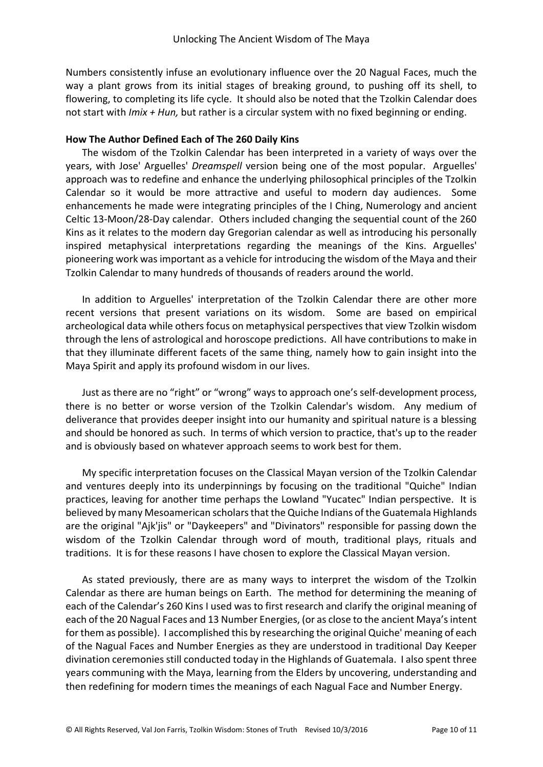Numbers consistently infuse an evolutionary influence over the 20 Nagual Faces, much the way a plant grows from its initial stages of breaking ground, to pushing off its shell, to flowering, to completing its life cycle. It should also be noted that the Tzolkin Calendar does not start with *Imix + Hun,* but rather is a circular system with no fixed beginning or ending.

**How The Author Defined Each of The 260 Daily Kins**

The wisdom of the Tzolkin Calendar has been interpreted in a variety of ways over the years, with Jose' Arguelles' *Dreamspell* version being one of the most popular. Arguelles' approach was to redefine and enhance the underlying philosophical principles of the Tzolkin Calendar so it would be more attractive and useful to modern day audiences. Some enhancements he made were integrating principles of the I Ching, Numerology and ancient Celtic 13-Moon/28-Day calendar. Others included changing the sequential count of the 260 Kins as it relates to the modern day Gregorian calendar as well as introducing his personally inspired metaphysical interpretations regarding the meanings of the Kins. Arguelles' pioneering work was important as a vehicle for introducing the wisdom of the Maya and their Tzolkin Calendar to many hundreds of thousands of readers around the world.

In addition to Arguelles' interpretation of the Tzolkin Calendar there are other more recent versions that present variations on its wisdom. Some are based on empirical archeological data while others focus on metaphysical perspectives that view Tzolkin wisdom through the lens of astrological and horoscope predictions. All have contributions to make in that they illuminate different facets of the same thing, namely how to gain insight into the Maya Spirit and apply its profound wisdom in our lives.

Just as there are no "right" or "wrong" ways to approach one's self-development process, there is no better or worse version of the Tzolkin Calendar's wisdom. Any medium of deliverance that provides deeper insight into our humanity and spiritual nature is a blessing and should be honored as such. In terms of which version to practice, that's up to the reader and is obviously based on whatever approach seems to work best for them.

My specific interpretation focuses on the Classical Mayan version of the Tzolkin Calendar and ventures deeply into its underpinnings by focusing on the traditional "Quiche" Indian practices, leaving for another time perhaps the Lowland "Yucatec" Indian perspective. It is believed by many Mesoamerican scholars that the Quiche Indians of the Guatemala Highlands are the original "Ajk'jis" or "Daykeepers" and "Divinators" responsible for passing down the wisdom of the Tzolkin Calendar through word of mouth, traditional plays, rituals and traditions. It is for these reasons I have chosen to explore the Classical Mayan version.

As stated previously, there are as many ways to interpret the wisdom of the Tzolkin Calendar as there are human beings on Earth. The method for determining the meaning of each of the Calendar's 260 Kins I used was to first research and clarify the original meaning of each of the 20 Nagual Faces and 13 Number Energies, (or as close to the ancient Maya's intent for them as possible). I accomplished this by researching the original Quiche' meaning of each of the Nagual Faces and Number Energies as they are understood in traditional Day Keeper divination ceremonies still conducted today in the Highlands of Guatemala. I also spent three years communing with the Maya, learning from the Elders by uncovering, understanding and then redefining for modern times the meanings of each Nagual Face and Number Energy.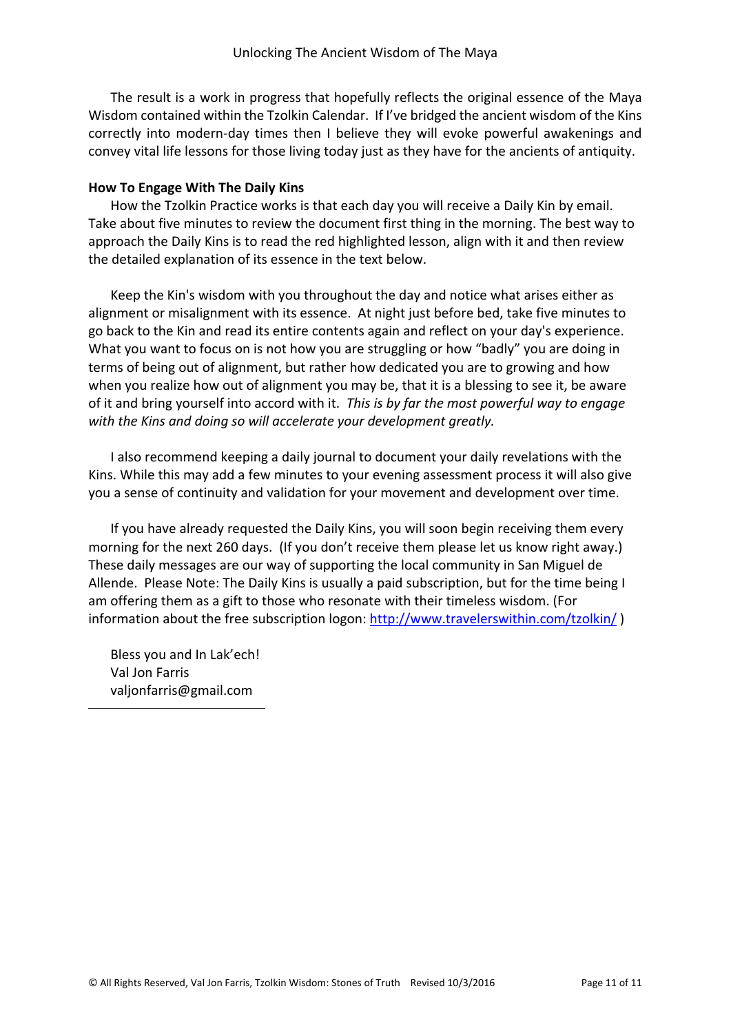The result is a work in progress that hopefully reflects the original essence of the Maya Wisdom contained within the Tzolkin Calendar. If I've bridged the ancient wisdom of the Kins correctly into modern-day times then I believe they will evoke powerful awakenings and convey vital life lessons for those living today just as they have for the ancients of antiquity.

**How To Engage With The Daily Kins**

How the Tzolkin Practice works is that each day you will receive a Daily Kin by email. Take about five minutes to review the document first thing in the morning. The best way to approach the Daily Kins is to read the red highlighted lesson, align with it and then review the detailed explanation of its essence in the text below.

Keep the Kin's wisdom with you throughout the day and notice what arises either as alignment or misalignment with its essence. At night just before bed, take five minutes to go back to the Kin and read its entire contents again and reflect on your day's experience. What you want to focus on is not how you are struggling or how "badly" you are doing in terms of being out of alignment, but rather how dedicated you are to growing and how when you realize how out of alignment you may be, that it is a blessing to see it, be aware of it and bring yourself into accord with it. *This is by far the most powerful way to engage with the Kins and doing so will accelerate your development greatly.*

I also recommend keeping a daily journal to document your daily revelations with the Kins. While this may add a few minutes to your evening assessment process it will also give you a sense of continuity and validation for your movement and development over time.

If you have already requested the Daily Kins, you will soon begin receiving them every morning for the next 260 days. (If you don't receive them please let us know right away.) These daily messages are our way of supporting the local community in San Miguel de Allende. Please Note: The Daily Kins is usually a paid subscription, but for the time being I am offering them as a gift to those who resonate with their timeless wisdom. (For information about the free subscription logon: http://www.travelerswithin.com/tzolkin/ )

Bless you and In Lak'ech!  
Val Jon Farris  
valjonfarris@gmail.com